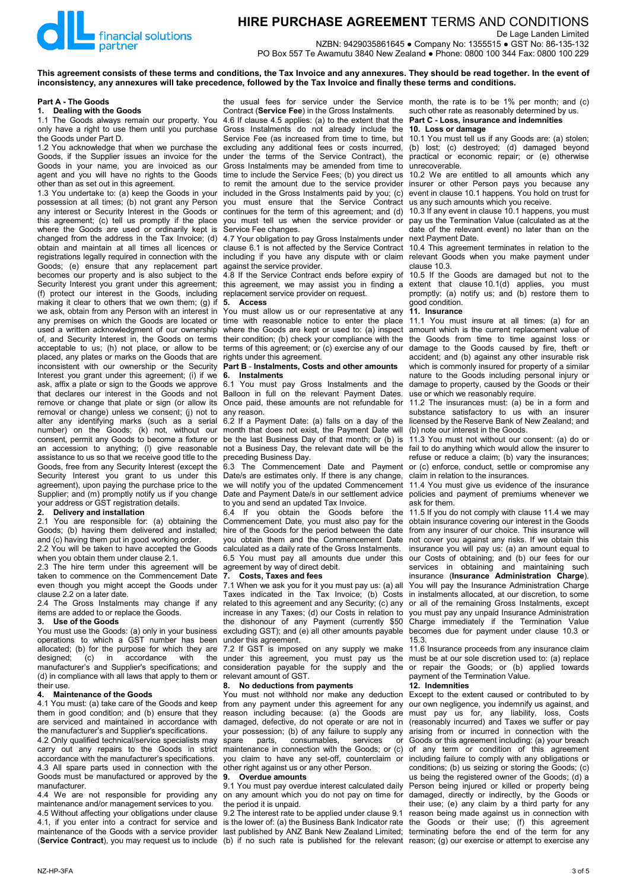# HIRE PURCHASE AGREEMENT TERMS AND CONDITIONS

De Lage Landen Limited

NZBN: 9429035861645 ● Company No: 1355515 ● GST No: 86-135-132

PO Box 557 Te Awamutu 3840 New Zealand ● Phone: 0800 100 344 Fax: 0800 100 229

**This agreement consists of these terms and conditions, the Tax Invoice and any annexures. They should be read together. In the event of inconsistency, any annexures will take precedence, followed by the Tax Invoice and finally these terms and conditions.**

## Part A - The Goods

### 1. Dealing with the Goods

1.1 The Goods always remain our property. You only have a right to use them until you purchase the Goods under Part D.

1.2 You acknowledge that when we purchase the Goods, if the Supplier issues an invoice for the Goods in your name, you are invoiced as our agent and you will have no rights to the Goods other than as set out in this agreement.

1.3 You undertake to: (a) keep the Goods in your possession at all times; (b) not grant any Person any interest or Security Interest in the Goods or this agreement; (c) tell us promptly if the place where the Goods are used or ordinarily kept is changed from the address in the Tax Invoice; (d) obtain and maintain at all times all licences or registrations legally required in connection with the Goods; (e) ensure that any replacement part becomes our property and is also subject to the Security Interest you grant under this agreement; (f) protect our interest in the Goods, including making it clear to others that we own them; (g) if we ask, obtain from any Person with an interest in any premises on which the Goods are located or used a written acknowledgment of our ownership of, and Security Interest in, the Goods on terms acceptable to us; (h) not place, or allow to be placed, any plates or marks on the Goods that are inconsistent with our ownership or the Security Interest you grant under this agreement; (i) if we ask, affix a plate or sign to the Goods we approve that declares our interest in the Goods and not remove or change that plate or sign (or allow its removal or change) unless we consent; (j) not to alter any identifying marks (such as a serial number) on the Goods; (k) not, without our consent, permit any Goods to become a fixture or an accession to anything; (l) give reasonable assistance to us so that we receive good title to the Goods, free from any Security Interest (except the Security Interest you grant to us under this agreement), upon paying the purchase price to the Supplier; and (m) promptly notify us if you change your address or GST registration details.

### 2. Delivery and installation

2.1 You are responsible for: (a) obtaining the Goods; (b) having them delivered and installed; and (c) having them put in good working order.

2.2 You will be taken to have accepted the Goods when you obtain them under clause 2.1.

2.3 The hire term under this agreement will be taken to commence on the Commencement Date even though you might accept the Goods under clause 2.2 on a later date.

2.4 The Gross Instalments may change if any items are added to or replace the Goods.

### 3. Use of the Goods

You must use the Goods: (a) only in your business operations to which a GST number has been allocated; (b) for the purpose for which they are designed; (c) in accordance with the manufacturer's and Supplier's specifications; and (d) in compliance with all laws that apply to them or their use.

### 4. Maintenance of the Goods

4.1 You must: (a) take care of the Goods and keep them in good condition; and (b) ensure that they are serviced and maintained in accordance with the manufacturer's and Supplier's specifications.

4.2 Only qualified technical/service specialists may carry out any repairs to the Goods in strict accordance with the manufacturer's specifications.

4.3 All spare parts used in connection with the Goods must be manufactured or approved by the manufacturer.

4.4 We are not responsible for providing any maintenance and/or management services to you.

4.5 Without affecting your obligations under clause 4.1, if you enter into a contract for service and maintenance of the Goods with a service provider (**Service Contract**), you may request us to include the usual fees for service under the Service Contract (**Service Fee**) in the Gross Instalments.

4.6 If clause 4.5 applies: (a) to the extent that the Gross Instalments do not already include the Service Fee (as increased from time to time, but excluding any additional fees or costs incurred, under the terms of the Service Contract), the Gross Instalments may be amended from time to time to include the Service Fees; (b) you direct us to remit the amount due to the service provider included in the Gross Instalments paid by you; (c) you must ensure that the Service Contract continues for the term of this agreement; and (d) you must tell us when the service provider or Service Fee changes.

4.7 Your obligation to pay Gross Instalments under clause 6.1 is not affected by the Service Contract including if you have any dispute with or claim against the service provider.

4.8 If the Service Contract ends before expiry of this agreement, we may assist you in finding a replacement service provider on request.

### 5. Access

You must allow us or our representative at any time with reasonable notice to enter the place where the Goods are kept or used to: (a) inspect their condition; (b) check your compliance with the terms of this agreement; or (c) exercise any of our rights under this agreement.

## Part B - Instalments, Costs and other amounts

### 6. Instalments

6.1 You must pay Gross Instalments and the Balloon in full on the relevant Payment Dates. Once paid, these amounts are not refundable for any reason.

6.2 If a Payment Date: (a) falls on a day of the month that does not exist, the Payment Date will be the last Business Day of that month; or (b) is not a Business Day, the relevant date will be the preceding Business Day.

6.3 The Commencement Date and Payment Date/s are estimates only. If there is any change, we will notify you of the updated Commencement Date and Payment Date/s in our settlement advice to you and send an updated Tax Invoice.

6.4 If you obtain the Goods before the Commencement Date, you must also pay for the hire of the Goods for the period between the date you obtain them and the Commencement Date calculated as a daily rate of the Gross Instalments.

6.5 You must pay all amounts due under this agreement by way of direct debit.

### 7. Costs, Taxes and fees

7.1 When we ask you for it you must pay us: (a) all Taxes indicated in the Tax Invoice; (b) Costs related to this agreement and any Security; (c) any increase in any Taxes; (d) our Costs in relation to the dishonour of any Payment (currently $50 excluding GST); and (e) all other amounts payable under this agreement.

7.2 If GST is imposed on any supply we make under this agreement, you must pay us the consideration payable for the supply and the relevant amount of GST.

### 8. No deductions from payments

You must not withhold nor make any deduction from any payment under this agreement for any reason including because: (a) the Goods are damaged, defective, do not operate or are not in your possession; (b) of any failure to supply any spare parts, consumables, services or maintenance in connection with the Goods; or (c) you claim to have any set-off, counterclaim or other right against us or any other Person.

### 9. Overdue amounts

9.1 You must pay overdue interest calculated daily on any amount which you do not pay on time for the period it is unpaid.

9.2 The interest rate to be applied under clause 9.1 is the lower of: (a) the Business Bank Indicator rate last published by ANZ Bank New Zealand Limited; (b) if no such rate is published for the relevant month, the rate is to be 1% per month; and (c) such other rate as reasonably determined by us.

## Part C - Loss, insurance and indemnities

### 10. Loss or damage

10.1 You must tell us if any Goods are: (a) stolen; (b) lost; (c) destroyed; (d) damaged beyond practical or economic repair; or (e) otherwise unrecoverable.

10.2 We are entitled to all amounts which any insurer or other Person pays you because any event in clause 10.1 happens. You hold on trust for us any such amounts which you receive.

10.3 If any event in clause 10.1 happens, you must pay us the Termination Value (calculated as at the date of the relevant event) no later than on the next Payment Date.

10.4 This agreement terminates in relation to the relevant Goods when you make payment under clause 10.3.

10.5 If the Goods are damaged but not to the extent that clause 10.1(d) applies, you must promptly: (a) notify us; and (b) restore them to good condition.

### 11. Insurance

11.1 You must insure at all times: (a) for an amount which is the current replacement value of the Goods from time to time against loss or damage to the Goods caused by fire, theft or accident; and (b) against any other insurable risk which is commonly insured for property of a similar nature to the Goods including personal injury or damage to property, caused by the Goods or their use or which we reasonably require.

11.2 The insurances must: (a) be in a form and substance satisfactory to us with an insurer licensed by the Reserve Bank of New Zealand; and (b) note our interest in the Goods.

11.3 You must not without our consent: (a) do or fail to do anything which would allow the insurer to refuse or reduce a claim; (b) vary the insurances; or (c) enforce, conduct, settle or compromise any claim in relation to the insurances.

11.4 You must give us evidence of the insurance policies and payment of premiums whenever we ask for them.

11.5 If you do not comply with clause 11.4 we may obtain insurance covering our interest in the Goods from any insurer of our choice. This insurance will not cover you against any risks. If we obtain this insurance you will pay us: (a) an amount equal to our Costs of obtaining; and (b) our fees for our services in obtaining and maintaining such insurance (**Insurance Administration Charge**). You will pay the Insurance Administration Charge in instalments allocated, at our discretion, to some or all of the remaining Gross Instalments, except you must pay any unpaid Insurance Administration Charge immediately if the Termination Value becomes due for payment under clause 10.3 or 15.3.

11.6 Insurance proceeds from any insurance claim must be at our sole discretion used to: (a) replace or repair the Goods; or (b) applied towards payment of the Termination Value.

### 12. Indemnities

Except to the extent caused or contributed to by our own negligence, you indemnify us against, and must pay us for, any liability, loss, Costs (reasonably incurred) and Taxes we suffer or pay arising from or incurred in connection with the Goods or this agreement including: (a) your breach of any term or condition of this agreement including failure to comply with any obligations or conditions; (b) us seizing or storing the Goods; (c) us being the registered owner of the Goods; (d) a Person being injured or killed or property being damaged, directly or indirectly, by the Goods or their use; (e) any claim by a third party for any reason being made against us in connection with the Goods or their use; (f) this agreement terminating before the end of the term for any reason; (g) our exercise or attempt to exercise any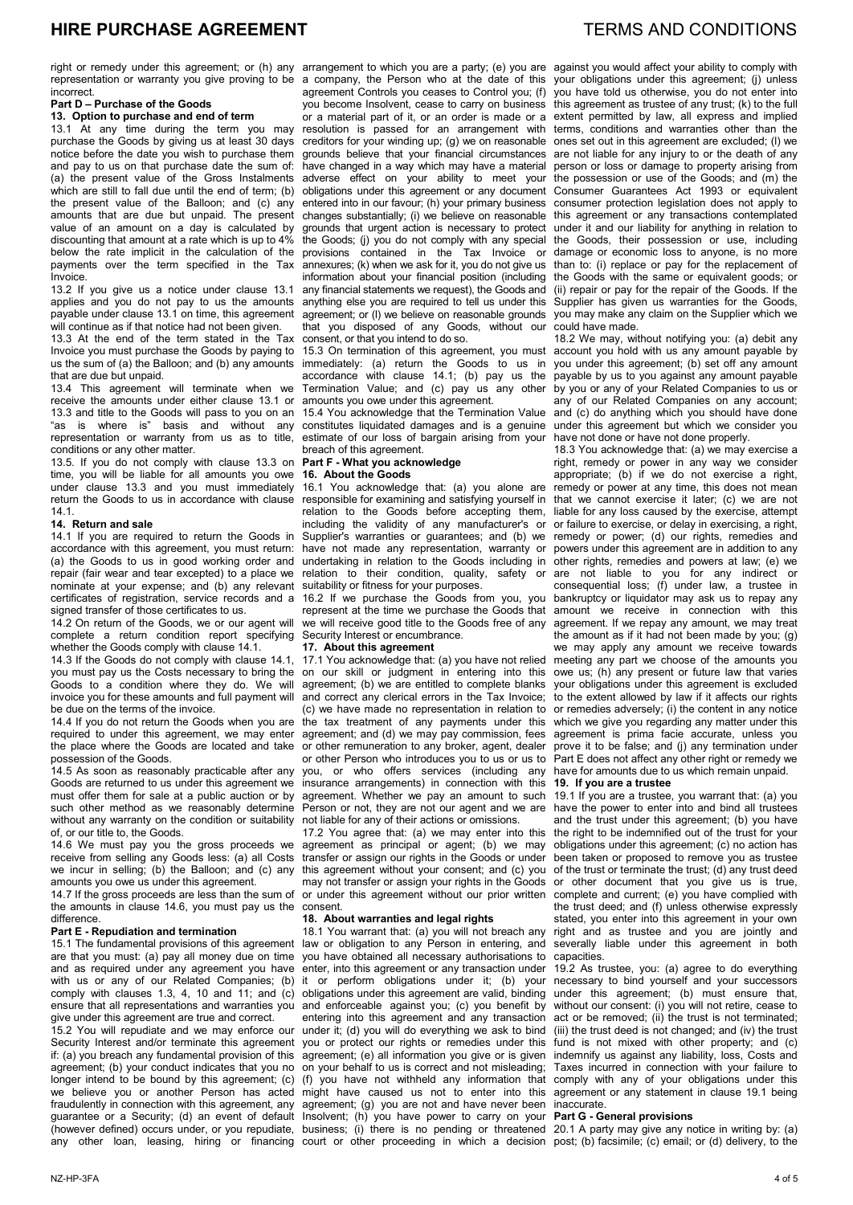right or remedy under this agreement; or (h) any representation or warranty you give proving to be incorrect.

**Part D – Purchase of the Goods**

**13. Option to purchase and end of term**

13.1 At any time during the term you may purchase the Goods by giving us at least 30 days notice before the date you wish to purchase them and pay to us on that purchase date the sum of: (a) the present value of the Gross Instalments which are still to fall due until the end of term; (b) the present value of the Balloon; and (c) any amounts that are due but unpaid. The present value of an amount on a day is calculated by discounting that amount at a rate which is up to 4% below the rate implicit in the calculation of the payments over the term specified in the Tax Invoice.

13.2 If you give us a notice under clause 13.1 applies and you do not pay to us the amounts payable under clause 13.1 on time, this agreement will continue as if that notice had not been given.

13.3 At the end of the term stated in the Tax Invoice you must purchase the Goods by paying to us the sum of (a) the Balloon; and (b) any amounts that are due but unpaid.

13.4 This agreement will terminate when we receive the amounts under either clause 13.1 or 13.3 and title to the Goods will pass to you on an "as is where is" basis and without any representation or warranty from us as to title, conditions or any other matter.

13.5. If you do not comply with clause 13.3 on time, you will be liable for all amounts you owe under clause 13.3 and you must immediately return the Goods to us in accordance with clause 14.1.

**14. Return and sale**

14.1 If you are required to return the Goods in accordance with this agreement, you must return: (a) the Goods to us in good working order and repair (fair wear and tear excepted) to a place we nominate at your expense; and (b) any relevant certificates of registration, service records and a signed transfer of those certificates to us.

14.2 On return of the Goods, we or our agent will complete a return condition report specifying whether the Goods comply with clause 14.1.

14.3 If the Goods do not comply with clause 14.1, you must pay us the Costs necessary to bring the Goods to a condition where they do. We will invoice you for these amounts and full payment will be due on the terms of the invoice.

14.4 If you do not return the Goods when you are required to under this agreement, we may enter the place where the Goods are located and take possession of the Goods.

14.5 As soon as reasonably practicable after any Goods are returned to us under this agreement we must offer them for sale at a public auction or by such other method as we reasonably determine without any warranty on the condition or suitability of, or our title to, the Goods.

14.6 We must pay you the gross proceeds we receive from selling any Goods less: (a) all Costs we incur in selling; (b) the Balloon; and (c) any amounts you owe us under this agreement.

14.7 If the gross proceeds are less than the sum of the amounts in clause 14.6, you must pay us the difference.

**Part E - Repudiation and termination**

15.1 The fundamental provisions of this agreement are that you must: (a) pay all money due on time and as required under any agreement you have with us or any of our Related Companies; (b) comply with clauses 1.3, 4, 10 and 11; and (c) ensure that all representations and warranties you give under this agreement are true and correct.

15.2 You will repudiate and we may enforce our Security Interest and/or terminate this agreement if: (a) you breach any fundamental provision of this agreement; (b) your conduct indicates that you no longer intend to be bound by this agreement; (c) we believe you or another Person has acted fraudulently in connection with this agreement, any guarantee or a Security; (d) an event of default (however defined) occurs under, or you repudiate, any other loan, leasing, hiring or financing arrangement to which you are a party; (e) you are a company, the Person who at the date of this agreement Controls you ceases to Control you; (f) you become Insolvent, cease to carry on business or a material part of it, or an order is made or a resolution is passed for an arrangement with creditors for your winding up; (g) we on reasonable grounds believe that your financial circumstances have changed in a way which may have a material adverse effect on your ability to meet your obligations under this agreement or any document entered into in our favour; (h) your primary business changes substantially; (i) we believe on reasonable grounds that urgent action is necessary to protect the Goods; (j) you do not comply with any special provisions contained in the Tax Invoice or annexures; (k) when we ask for it, you do not give us information about your financial position (including any financial statements we request), the Goods and anything else you are required to tell us under this agreement; or (l) we believe on reasonable grounds that you disposed of any Goods, without our consent, or that you intend to do so.

15.3 On termination of this agreement, you must immediately: (a) return the Goods to us in accordance with clause 14.1; (b) pay the Termination Value; and (c) pay us any other amounts you owe under this agreement.

15.4 You acknowledge that the Termination Value constitutes liquidated damages and is a genuine estimate of our loss of bargain arising from your breach of this agreement.

**Part F - What you acknowledge**

**16. About the Goods**

16.1 You acknowledge that: (a) you alone are responsible for examining and satisfying yourself in relation to the Goods before accepting them, including the validity of any manufacturer's or Supplier's warranties or guarantees; and (b) we have not made any representation, warranty or undertaking in relation to the Goods including in relation to their condition, quality, safety or suitability or fitness for your purposes.

16.2 If we purchase the Goods from you, you represent at the time we purchase the Goods that we will receive good title to the Goods free of any Security Interest or encumbrance.

**17. About this agreement**

17.1 You acknowledge that: (a) you have not relied on our skill or judgment in entering into this agreement; (b) we are entitled to complete blanks and correct any clerical errors in the Tax Invoice; (c) we have made no representation in relation to the tax treatment of any payments under this agreement; and (d) we may pay commission, fees or other remuneration to any broker, agent, dealer or other Person who introduces you to us or us to you, or who offers services (including any insurance arrangements) in connection with this agreement. Whether we pay an amount to such Person or not, they are not our agent and we are not liable for any of their actions or omissions.

17.2 You agree that: (a) we may enter into this agreement as principal or agent; (b) we may transfer or assign our rights in the Goods or under this agreement without your consent; and (c) you may not transfer or assign your rights in the Goods or under this agreement without our prior written consent.

**18. About warranties and legal rights**

18.1 You warrant that: (a) you will not breach any law or obligation to any Person in entering, and you have obtained all necessary authorisations to enter, into this agreement or any transaction under it or perform obligations under it; (b) your obligations under this agreement are valid, binding and enforceable against you; (c) you benefit by entering into this agreement and any transaction under it; (d) you will do everything we ask to bind you or protect our rights or remedies under this agreement; (e) all information you give or is given on your behalf to us is correct and not misleading; (f) you have not withheld any information that might have caused us not to enter into this agreement; (g) you are not and have never been Insolvent; (h) you have power to carry on your business; (i) there is no pending or threatened court or other proceeding in which a decision against you would affect your ability to comply with your obligations under this agreement; (j) unless you have told us otherwise, you do not enter into this agreement as trustee of any trust; (k) to the full extent permitted by law, all express and implied terms, conditions and warranties other than the ones set out in this agreement are excluded; (l) we are not liable for any injury to or the death of any person or loss or damage to property arising from the possession or use of the Goods; and (m) the Consumer Guarantees Act 1993 or equivalent consumer protection legislation does not apply to this agreement or any transactions contemplated under it and our liability for anything in relation to the Goods, their possession or use, including damage or economic loss to anyone, is no more than to: (i) replace or pay for the replacement of the Goods with the same or equivalent goods; or (ii) repair or pay for the repair of the Goods. If the Supplier has given us warranties for the Goods, you may make any claim on the Supplier which we could have made.

18.2 We may, without notifying you: (a) debit any account you hold with us any amount payable by you under this agreement; (b) set off any amount payable by us to you against any amount payable by you or any of your Related Companies to us or any of our Related Companies on any account; and (c) do anything which you should have done under this agreement but which we consider you have not done or have not done properly.

18.3 You acknowledge that: (a) we may exercise a right, remedy or power in any way we consider appropriate; (b) if we do not exercise a right, remedy or power at any time, this does not mean that we cannot exercise it later; (c) we are not liable for any loss caused by the exercise, attempt or failure to exercise, or delay in exercising, a right, remedy or power; (d) our rights, remedies and powers under this agreement are in addition to any other rights, remedies and powers at law; (e) we are not liable to you for any indirect or consequential loss; (f) under law, a trustee in bankruptcy or liquidator may ask us to repay any amount we receive in connection with this agreement. If we repay any amount, we may treat the amount as if it had not been made by you; (g) we may apply any amount we receive towards meeting any part we choose of the amounts you owe us; (h) any present or future law that varies your obligations under this agreement is excluded to the extent allowed by law if it affects our rights or remedies adversely; (i) the content in any notice which we give you regarding any matter under this agreement is prima facie accurate, unless you prove it to be false; and (j) any termination under Part E does not affect any other right or remedy we have for amounts due to us which remain unpaid.

**19. If you are a trustee**

19.1 If you are a trustee, you warrant that: (a) you have the power to enter into and bind all trustees and the trust under this agreement; (b) you have the right to be indemnified out of the trust for your obligations under this agreement; (c) no action has been taken or proposed to remove you as trustee of the trust or terminate the trust; (d) any trust deed or other document that you give us is true, complete and current; (e) you have complied with the trust deed; and (f) unless otherwise expressly stated, you enter into this agreement in your own right and as trustee and you are jointly and severally liable under this agreement in both capacities.

19.2 As trustee, you: (a) agree to do everything necessary to bind yourself and your successors under this agreement; (b) must ensure that, without our consent: (i) you will not retire, cease to act or be removed; (ii) the trust is not terminated; (iii) the trust deed is not changed; and (iv) the trust fund is not mixed with other property; and (c) indemnify us against any liability, loss, Costs and Taxes incurred in connection with your failure to comply with any of your obligations under this agreement or any statement in clause 19.1 being inaccurate.

**Part G - General provisions**

20.1 A party may give any notice in writing by: (a) post; (b) facsimile; (c) email; or (d) delivery, to the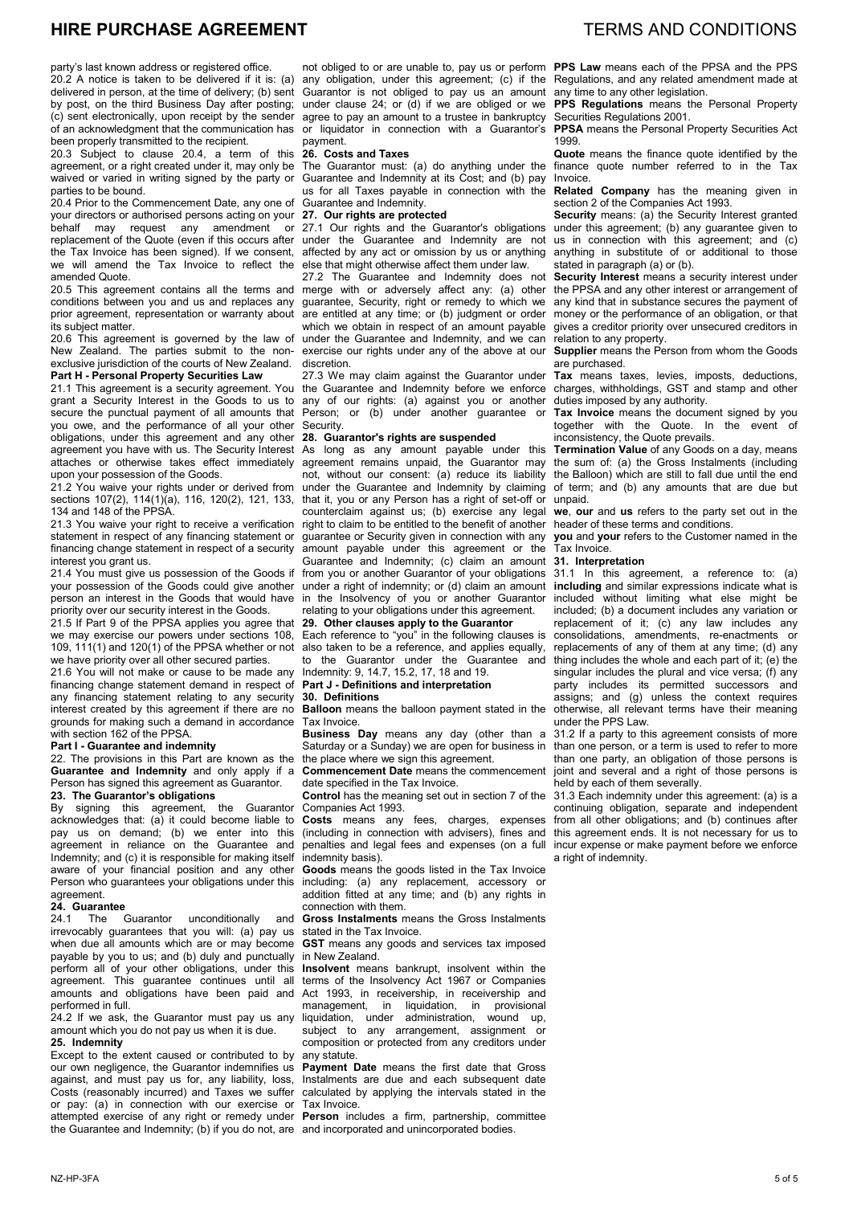party's last known address or registered office.

20.2 A notice is taken to be delivered if it is: (a) delivered in person, at the time of delivery; (b) sent by post, on the third Business Day after posting; (c) sent electronically, upon receipt by the sender of an acknowledgment that the communication has been properly transmitted to the recipient.

20.3 Subject to clause 20.4, a term of this agreement, or a right created under it, may only be waived or varied in writing signed by the party or parties to be bound.

20.4 Prior to the Commencement Date, any one of your directors or authorised persons acting on your behalf may request any amendment or replacement of the Quote (even if this occurs after the Tax Invoice has been signed). If we consent, we will amend the Tax Invoice to reflect the amended Quote.

20.5 This agreement contains all the terms and conditions between you and us and replaces any prior agreement, representation or warranty about its subject matter.

20.6 This agreement is governed by the law of New Zealand. The parties submit to the non-exclusive jurisdiction of the courts of New Zealand.

**Part H - Personal Property Securities Law**

21.1 This agreement is a security agreement. You grant a Security Interest in the Goods to us to secure the punctual payment of all amounts that you owe, and the performance of all your other obligations, under this agreement and any other agreement you have with us. The Security Interest attaches or otherwise takes effect immediately upon your possession of the Goods.

21.2 You waive your rights under or derived from sections 107(2), 114(1)(a), 116, 120(2), 121, 133, 134 and 148 of the PPSA.

21.3 You waive your right to receive a verification statement in respect of any financing statement or financing change statement in respect of a security interest you grant us.

21.4 You must give us possession of the Goods if your possession of the Goods could give another person an interest in the Goods that would have priority over our security interest in the Goods.

21.5 If Part 9 of the PPSA applies you agree that we may exercise our powers under sections 108, 109, 111(1) and 120(1) of the PPSA whether or not we have priority over all other secured parties.

21.6 You will not make or cause to be made any financing change statement demand in respect of any financing statement relating to any security interest created by this agreement if there are no grounds for making such a demand in accordance with section 162 of the PPSA.

**Part I - Guarantee and indemnity**

22. The provisions in this Part are known as the **Guarantee and Indemnity** and only apply if a Person has signed this agreement as Guarantor.

**23. The Guarantor's obligations**

By signing this agreement, the Guarantor acknowledges that: (a) it could become liable to pay us on demand; (b) we enter into this agreement in reliance on the Guarantee and Indemnity; and (c) it is responsible for making itself aware of your financial position and any other Person who guarantees your obligations under this agreement.

**24. Guarantee**

24.1 The Guarantor unconditionally and irrevocably guarantees that you will: (a) pay us when due all amounts which are or may become payable by you to us; and (b) duly and punctually perform all of your other obligations, under this agreement. This guarantee continues until all amounts and obligations have been paid and performed in full.

24.2 If we ask, the Guarantor must pay us any amount which you do not pay us when it is due.

**25. Indemnity**

Except to the extent caused or contributed to by our own negligence, the Guarantor indemnifies us against, and must pay us for, any liability, loss, Costs (reasonably incurred) and Taxes we suffer or pay: (a) in connection with our exercise or attempted exercise of any right or remedy under the Guarantee and Indemnity; (b) if you do not, are not obliged to or are unable to, pay us or perform any obligation, under this agreement; (c) if the Guarantor is not obliged to pay us an amount under clause 24; or (d) if we are obliged or we agree to pay an amount to a trustee in bankruptcy or liquidator in connection with a Guarantor's payment.

**26. Costs and Taxes**

The Guarantor must: (a) do anything under the Guarantee and Indemnity at its Cost; and (b) pay us for all Taxes payable in connection with the Guarantee and Indemnity.

**27. Our rights are protected**

27.1 Our rights and the Guarantor's obligations under the Guarantee and Indemnity are not affected by any act or omission by us or anything else that might otherwise affect them under law.

27.2 The Guarantee and Indemnity does not merge with or adversely affect any: (a) other guarantee, Security, right or remedy to which we are entitled at any time; or (b) judgment or order which we obtain in respect of an amount payable under the Guarantee and Indemnity, and we can exercise our rights under any of the above at our discretion.

27.3 We may claim against the Guarantor under the Guarantee and Indemnity before we enforce any of our rights: (a) against you or another Person; or (b) under another guarantee or Security.

**28. Guarantor's rights are suspended**

As long as any amount payable under this agreement remains unpaid, the Guarantor may not, without our consent: (a) reduce its liability under the Guarantee and Indemnity by claiming that it, you or any Person has a right of set-off or counterclaim against us; (b) exercise any legal right to claim to be entitled to the benefit of another guarantee or Security given in connection with any amount payable under this agreement or the Guarantee and Indemnity; (c) claim an amount from you or another Guarantor of your obligations under a right of indemnity; or (d) claim an amount in the Insolvency of you or another Guarantor relating to your obligations under this agreement.

**29. Other clauses apply to the Guarantor**

Each reference to "you" in the following clauses is also taken to be a reference, and applies equally, to the Guarantor under the Guarantee and Indemnity: 9, 14.7, 15.2, 17, 18 and 19.

**Part J - Definitions and interpretation**

**30. Definitions**

**Balloon** means the balloon payment stated in the Tax Invoice.

**Business Day** means any day (other than a Saturday or a Sunday) we are open for business in the place where we sign this agreement.

**Commencement Date** means the commencement date specified in the Tax Invoice.

**Control** has the meaning set out in section 7 of the Companies Act 1993.

**Costs** means any fees, charges, expenses (including in connection with advisers), fines and penalties and legal fees and expenses (on a full indemnity basis).

**Goods** means the goods listed in the Tax Invoice including: (a) any replacement, accessory or addition fitted at any time; and (b) any rights in connection with them.

**Gross Instalments** means the Gross Instalments stated in the Tax Invoice.

**GST** means any goods and services tax imposed in New Zealand.

**Insolvent** means bankrupt, insolvent within the terms of the Insolvency Act 1967 or Companies Act 1993, in receivership, in receivership and management, in liquidation, in provisional liquidation, under administration, wound up, subject to any arrangement, assignment or composition or protected from any creditors under any statute.

**Payment Date** means the first date that Gross Instalments are due and each subsequent date calculated by applying the intervals stated in the Tax Invoice.

**Person** includes a firm, partnership, committee and incorporated and unincorporated bodies.

**PPS Law** means each of the PPSA and the PPS Regulations, and any related amendment made at any time to any other legislation.

**PPS Regulations** means the Personal Property Securities Regulations 2001.

**PPSA** means the Personal Property Securities Act 1999.

**Quote** means the finance quote identified by the finance quote number referred to in the Tax Invoice.

**Related Company** has the meaning given in section 2 of the Companies Act 1993.

**Security** means: (a) the Security Interest granted under this agreement; (b) any guarantee given to us in connection with this agreement; and (c) anything in substitute of or additional to those stated in paragraph (a) or (b).

**Security Interest** means a security interest under the PPSA and any other interest or arrangement of any kind that in substance secures the payment of money or the performance of an obligation, or that gives a creditor priority over unsecured creditors in relation to any property.

**Supplier** means the Person from whom the Goods are purchased.

**Tax** means taxes, levies, imposts, deductions, charges, withholdings, GST and stamp and other duties imposed by any authority.

**Tax Invoice** means the document signed by you together with the Quote. In the event of inconsistency, the Quote prevails.

**Termination Value** of any Goods on a day, means the sum of: (a) the Gross Instalments (including the Balloon) which are still to fall due until the end of term; and (b) any amounts that are due but unpaid.

**we**, **our** and **us** refers to the party set out in the header of these terms and conditions.

**you** and **your** refers to the Customer named in the Tax Invoice.

**31. Interpretation**

31.1 In this agreement, a reference to: (a) **including** and similar expressions indicate what is included without limiting what else might be included; (b) a document includes any variation or replacement of it; (c) any law includes any consolidations, amendments, re-enactments or replacements of any of them at any time; (d) any thing includes the whole and each part of it; (e) the singular includes the plural and vice versa; (f) any party includes its permitted successors and assigns; and (g) unless the context requires otherwise, all relevant terms have their meaning under the PPS Law.

31.2 If a party to this agreement consists of more than one person, or a term is used to refer to more than one party, an obligation of those persons is joint and several and a right of those persons is held by each of them severally.

31.3 Each indemnity under this agreement: (a) is a continuing obligation, separate and independent from all other obligations; and (b) continues after this agreement ends. It is not necessary for us to incur expense or make payment before we enforce a right of indemnity.